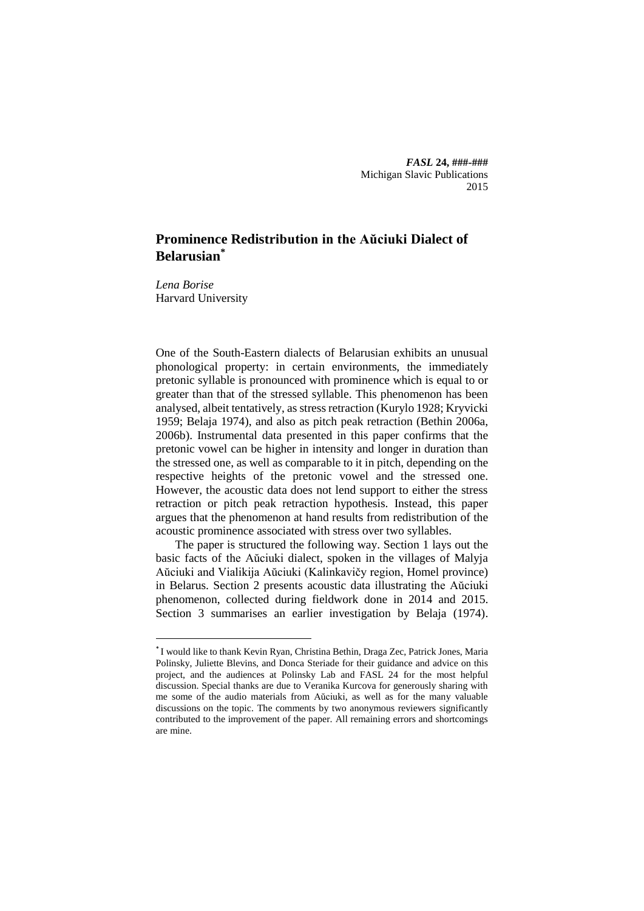# Prominence Redistribution in the Aŭciuki Dialect of Belarusian[*]

*Lena Borise*
Harvard University

One of the South-Eastern dialects of Belarusian exhibits an unusual phonological property: in certain environments, the immediately pretonic syllable is pronounced with prominence which is equal to or greater than that of the stressed syllable. This phenomenon has been analysed, albeit tentatively, as stress retraction (Kurylo 1928; Kryvicki 1959; Belaja 1974), and also as pitch peak retraction (Bethin 2006a, 2006b). Instrumental data presented in this paper confirms that the pretonic vowel can be higher in intensity and longer in duration than the stressed one, as well as comparable to it in pitch, depending on the respective heights of the pretonic vowel and the stressed one. However, the acoustic data does not lend support to either the stress retraction or pitch peak retraction hypothesis. Instead, this paper argues that the phenomenon at hand results from redistribution of the acoustic prominence associated with stress over two syllables.

The paper is structured the following way. Section 1 lays out the basic facts of the Aŭciuki dialect, spoken in the villages of Malyja Aŭciuki and Vialikija Aŭciuki (Kalinkavičy region, Homel province) in Belarus. Section 2 presents acoustic data illustrating the Aŭciuki phenomenon, collected during fieldwork done in 2014 and 2015. Section 3 summarises an earlier investigation by Belaja (1974).

[*] I would like to thank Kevin Ryan, Christina Bethin, Draga Zec, Patrick Jones, Maria Polinsky, Juliette Blevins, and Donca Steriade for their guidance and advice on this project, and the audiences at Polinsky Lab and FASL 24 for the most helpful discussion. Special thanks are due to Veranika Kurcova for generously sharing with me some of the audio materials from Aŭciuki, as well as for the many valuable discussions on the topic. The comments by two anonymous reviewers significantly contributed to the improvement of the paper. All remaining errors and shortcomings are mine.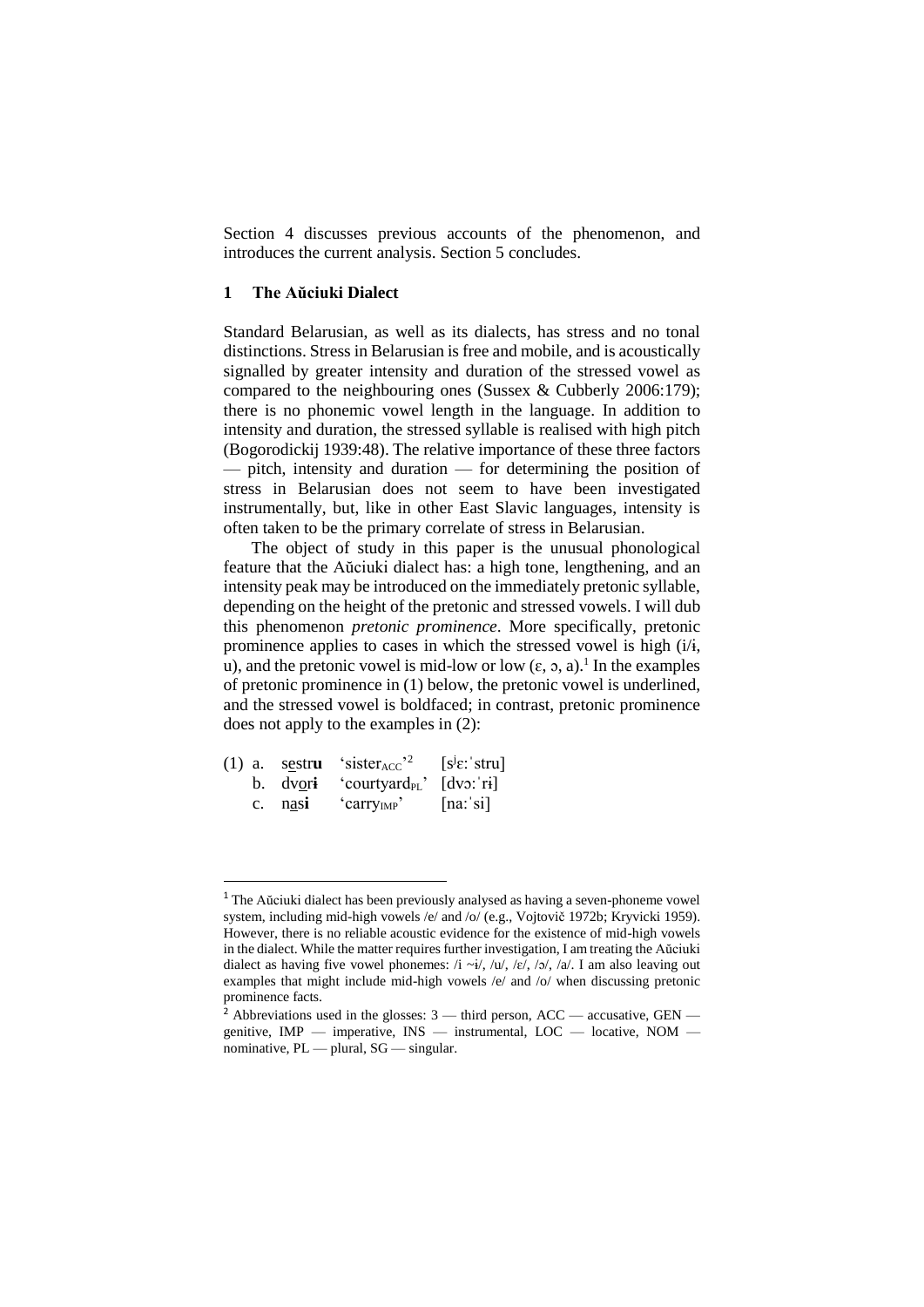Section 4 discusses previous accounts of the phenomenon, and introduces the current analysis. Section 5 concludes.

## 1 The Aŭciuki Dialect

Standard Belarusian, as well as its dialects, has stress and no tonal distinctions. Stress in Belarusian is free and mobile, and is acoustically signalled by greater intensity and duration of the stressed vowel as compared to the neighbouring ones (Sussex & Cubberly 2006:179); there is no phonemic vowel length in the language. In addition to intensity and duration, the stressed syllable is realised with high pitch (Bogorodickij 1939:48). The relative importance of these three factors — pitch, intensity and duration — for determining the position of stress in Belarusian does not seem to have been investigated instrumentally, but, like in other East Slavic languages, intensity is often taken to be the primary correlate of stress in Belarusian.

The object of study in this paper is the unusual phonological feature that the Aŭciuki dialect has: a high tone, lengthening, and an intensity peak may be introduced on the immediately pretonic syllable, depending on the height of the pretonic and stressed vowels. I will dub this phenomenon *pretonic prominence*. More specifically, pretonic prominence applies to cases in which the stressed vowel is high (i/ɨ, u), and the pretonic vowel is mid-low or low (ɛ, ɔ, a).[1] In the examples of pretonic prominence in (1) below, the pretonic vowel is underlined, and the stressed vowel is boldfaced; in contrast, pretonic prominence does not apply to the examples in (2):

(1) a. s<u>e</u>str**u** 'sister$_{\text{ACC}}$'[2] [sʲɛːˈstru]
    b. dv<u>o</u>r**ɨ** 'courtyard$_{\text{PL}}$' [dvɔːˈrɨ]
    c. n<u>a</u>s**i** 'carry$_{\text{IMP}}$' [naːˈsi]

---

[1] The Aŭciuki dialect has been previously analysed as having a seven-phoneme vowel system, including mid-high vowels /e/ and /o/ (e.g., Vojtovič 1972b; Kryvicki 1959). However, there is no reliable acoustic evidence for the existence of mid-high vowels in the dialect. While the matter requires further investigation, I am treating the Aŭciuki dialect as having five vowel phonemes: /i ~ɨ/, /u/, /ɛ/, /ɔ/, /a/. I am also leaving out examples that might include mid-high vowels /e/ and /o/ when discussing pretonic prominence facts.

[2] Abbreviations used in the glosses: 3 — third person, ACC — accusative, GEN — genitive, IMP — imperative, INS — instrumental, LOC — locative, NOM — nominative, PL — plural, SG — singular.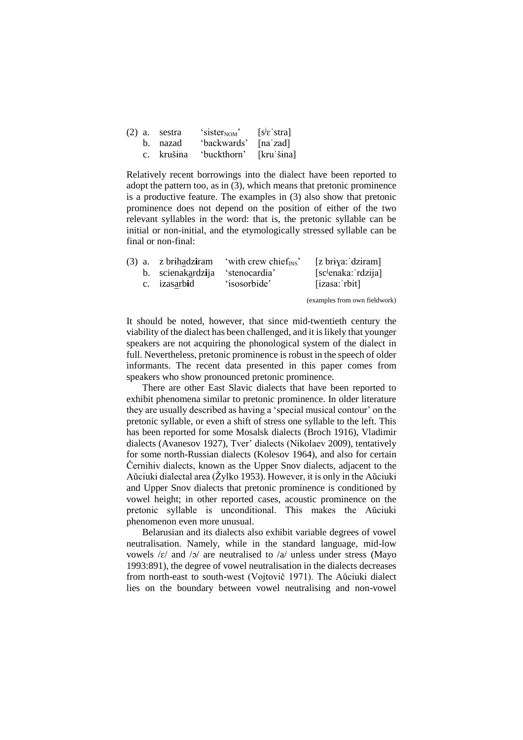(2) a. sestra 'sister$_{NOM}$' [sʲɛˈstra]
  b. nazad 'backwards' [naˈzad]
  c. krušɨna 'buckthorn' [kruˈšɨna]

Relatively recent borrowings into the dialect have been reported to adopt the pattern too, as in (3), which means that pretonic prominence is a productive feature. The examples in (3) also show that pretonic prominence does not depend on the position of either of the two relevant syllables in the word: that is, the pretonic syllable can be initial or non-initial, and the etymologically stressed syllable can be final or non-final:

(3) a. z brɨhadz**i**ram 'with crew chief$_{INS}$' [z brɨɣaːˈdziram]
  b. scienakardz**i**ja 'stenocardia' [scʲenakaːˈrdzija]
  c. izasarb**i**d 'isosorbide' [izasaːˈrbit]

(examples from own fieldwork)

It should be noted, however, that since mid-twentieth century the viability of the dialect has been challenged, and it is likely that younger speakers are not acquiring the phonological system of the dialect in full. Nevertheless, pretonic prominence is robust in the speech of older informants. The recent data presented in this paper comes from speakers who show pronounced pretonic prominence.

There are other East Slavic dialects that have been reported to exhibit phenomena similar to pretonic prominence. In older literature they are usually described as having a 'special musical contour' on the pretonic syllable, or even a shift of stress one syllable to the left. This has been reported for some Mosalsk dialects (Broch 1916), Vladimir dialects (Avanesov 1927), Tver' dialects (Nikolaev 2009), tentatively for some north-Russian dialects (Kolesov 1964), and also for certain Černihiv dialects, known as the Upper Snov dialects, adjacent to the Aŭciuki dialectal area (Žylko 1953). However, it is only in the Aŭciuki and Upper Snov dialects that pretonic prominence is conditioned by vowel height; in other reported cases, acoustic prominence on the pretonic syllable is unconditional. This makes the Aŭciuki phenomenon even more unusual.

Belarusian and its dialects also exhibit variable degrees of vowel neutralisation. Namely, while in the standard language, mid-low vowels /ɛ/ and /ɔ/ are neutralised to /a/ unless under stress (Mayo 1993:891), the degree of vowel neutralisation in the dialects decreases from north-east to south-west (Vojtovič 1971). The Aŭciuki dialect lies on the boundary between vowel neutralising and non-vowel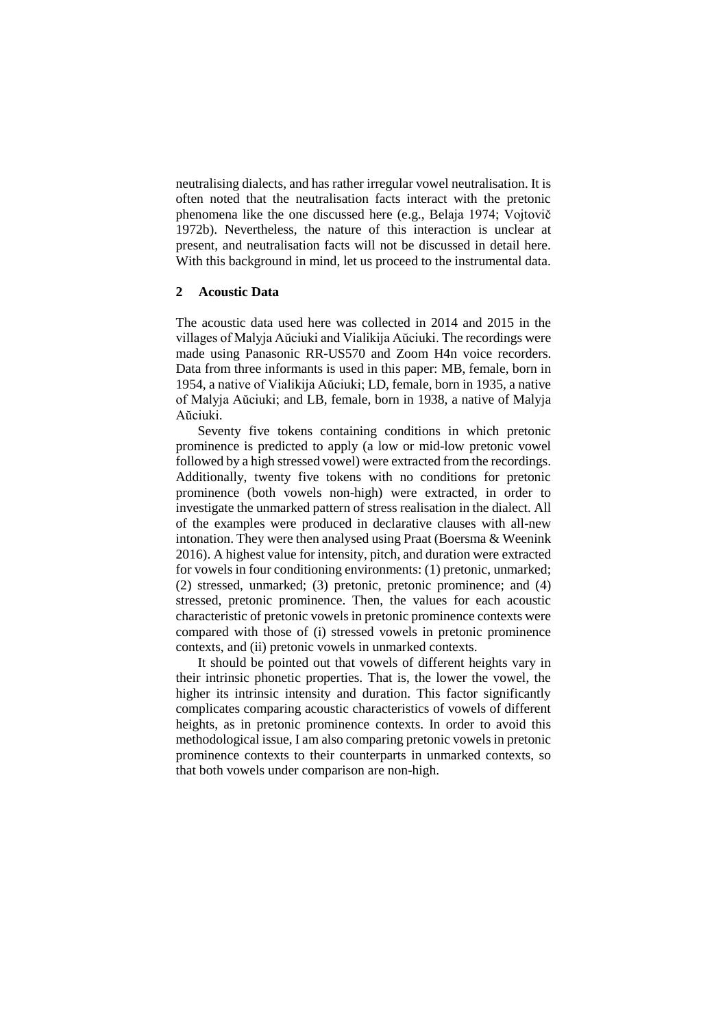neutralising dialects, and has rather irregular vowel neutralisation. It is often noted that the neutralisation facts interact with the pretonic phenomena like the one discussed here (e.g., Belaja 1974; Vojtovič 1972b). Nevertheless, the nature of this interaction is unclear at present, and neutralisation facts will not be discussed in detail here. With this background in mind, let us proceed to the instrumental data.

## 2 Acoustic Data

The acoustic data used here was collected in 2014 and 2015 in the villages of Malyja Aŭciuki and Vialikija Aŭciuki. The recordings were made using Panasonic RR-US570 and Zoom H4n voice recorders. Data from three informants is used in this paper: MB, female, born in 1954, a native of Vialikija Aŭciuki; LD, female, born in 1935, a native of Malyja Aŭciuki; and LB, female, born in 1938, a native of Malyja Aŭciuki.

Seventy five tokens containing conditions in which pretonic prominence is predicted to apply (a low or mid-low pretonic vowel followed by a high stressed vowel) were extracted from the recordings. Additionally, twenty five tokens with no conditions for pretonic prominence (both vowels non-high) were extracted, in order to investigate the unmarked pattern of stress realisation in the dialect. All of the examples were produced in declarative clauses with all-new intonation. They were then analysed using Praat (Boersma & Weenink 2016). A highest value for intensity, pitch, and duration were extracted for vowels in four conditioning environments: (1) pretonic, unmarked; (2) stressed, unmarked; (3) pretonic, pretonic prominence; and (4) stressed, pretonic prominence. Then, the values for each acoustic characteristic of pretonic vowels in pretonic prominence contexts were compared with those of (i) stressed vowels in pretonic prominence contexts, and (ii) pretonic vowels in unmarked contexts.

It should be pointed out that vowels of different heights vary in their intrinsic phonetic properties. That is, the lower the vowel, the higher its intrinsic intensity and duration. This factor significantly complicates comparing acoustic characteristics of vowels of different heights, as in pretonic prominence contexts. In order to avoid this methodological issue, I am also comparing pretonic vowels in pretonic prominence contexts to their counterparts in unmarked contexts, so that both vowels under comparison are non-high.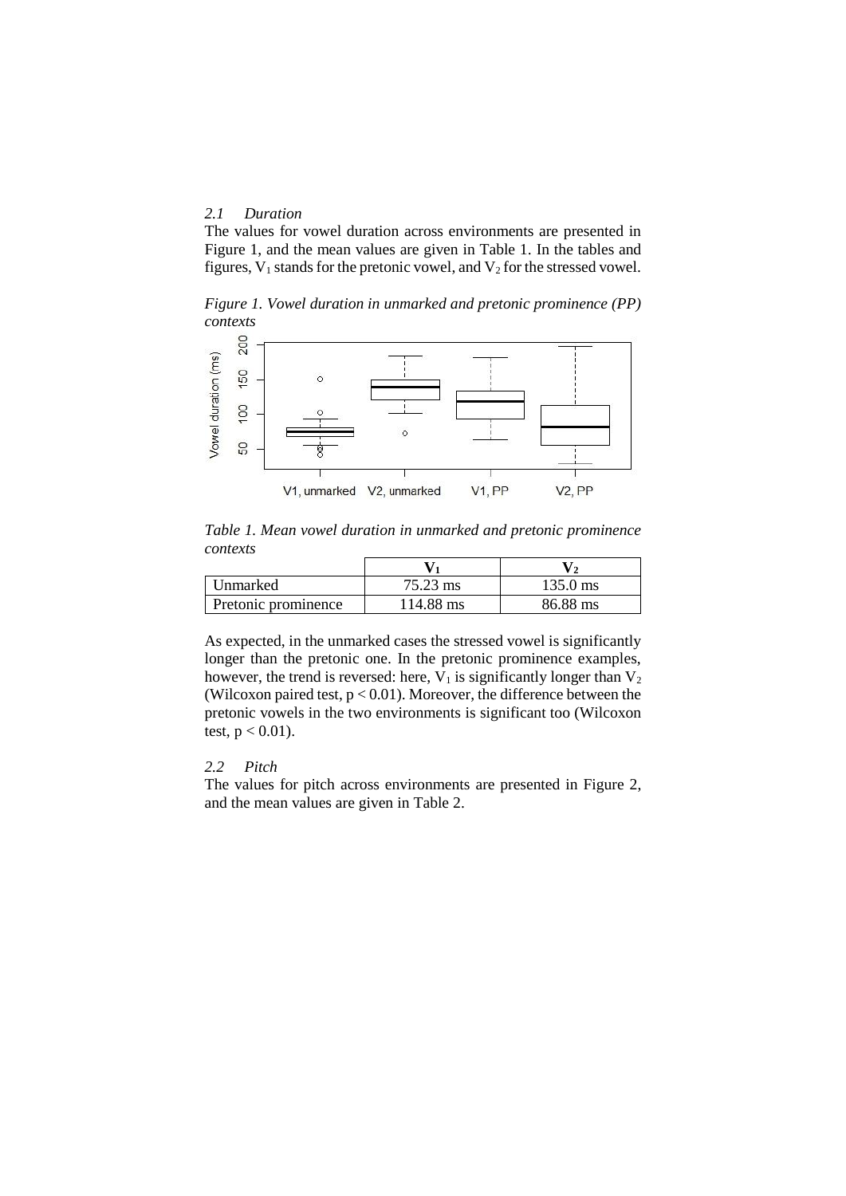### 2.1 Duration

The values for vowel duration across environments are presented in Figure 1, and the mean values are given in Table 1. In the tables and figures, $V_1$ stands for the pretonic vowel, and $V_2$ for the stressed vowel.

*Figure 1. Vowel duration in unmarked and pretonic prominence (PP) contexts*

*Table 1. Mean vowel duration in unmarked and pretonic prominence contexts*

| | $V_1$ | $V_2$ |
|---|---|---|
| Unmarked | 75.23 ms | 135.0 ms |
| Pretonic prominence | 114.88 ms | 86.88 ms |

As expected, in the unmarked cases the stressed vowel is significantly longer than the pretonic one. In the pretonic prominence examples, however, the trend is reversed: here, $V_1$ is significantly longer than $V_2$ (Wilcoxon paired test, $p < 0.01$). Moreover, the difference between the pretonic vowels in the two environments is significant too (Wilcoxon test, $p < 0.01$).

### 2.2 Pitch

The values for pitch across environments are presented in Figure 2, and the mean values are given in Table 2.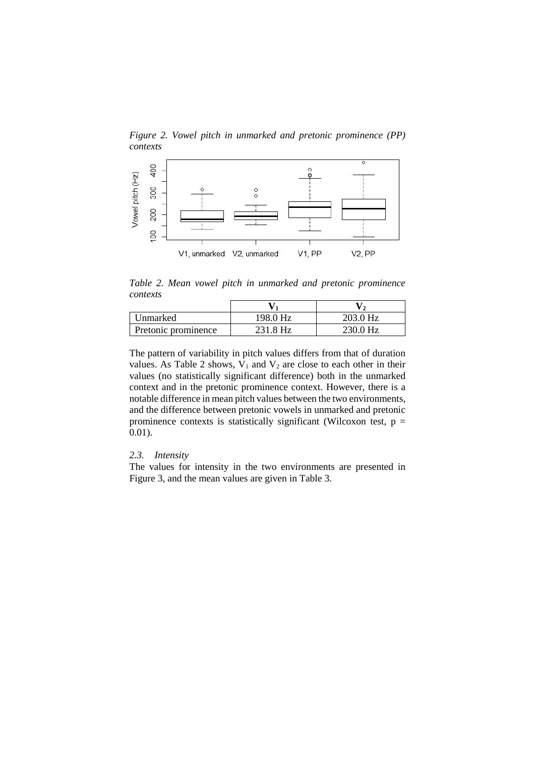*Figure 2. Vowel pitch in unmarked and pretonic prominence (PP) contexts*

*Table 2. Mean vowel pitch in unmarked and pretonic prominence contexts*

| | $V_1$ | $V_2$ |
|---|---|---|
| Unmarked | 198.0 Hz | 203.0 Hz |
| Pretonic prominence | 231.8 Hz | 230.0 Hz |

The pattern of variability in pitch values differs from that of duration values. As Table 2 shows, $V_1$ and $V_2$ are close to each other in their values (no statistically significant difference) both in the unmarked context and in the pretonic prominence context. However, there is a notable difference in mean pitch values between the two environments, and the difference between pretonic vowels in unmarked and pretonic prominence contexts is statistically significant (Wilcoxon test, $p = 0.01$).

### *2.3. Intensity*

The values for intensity in the two environments are presented in Figure 3, and the mean values are given in Table 3.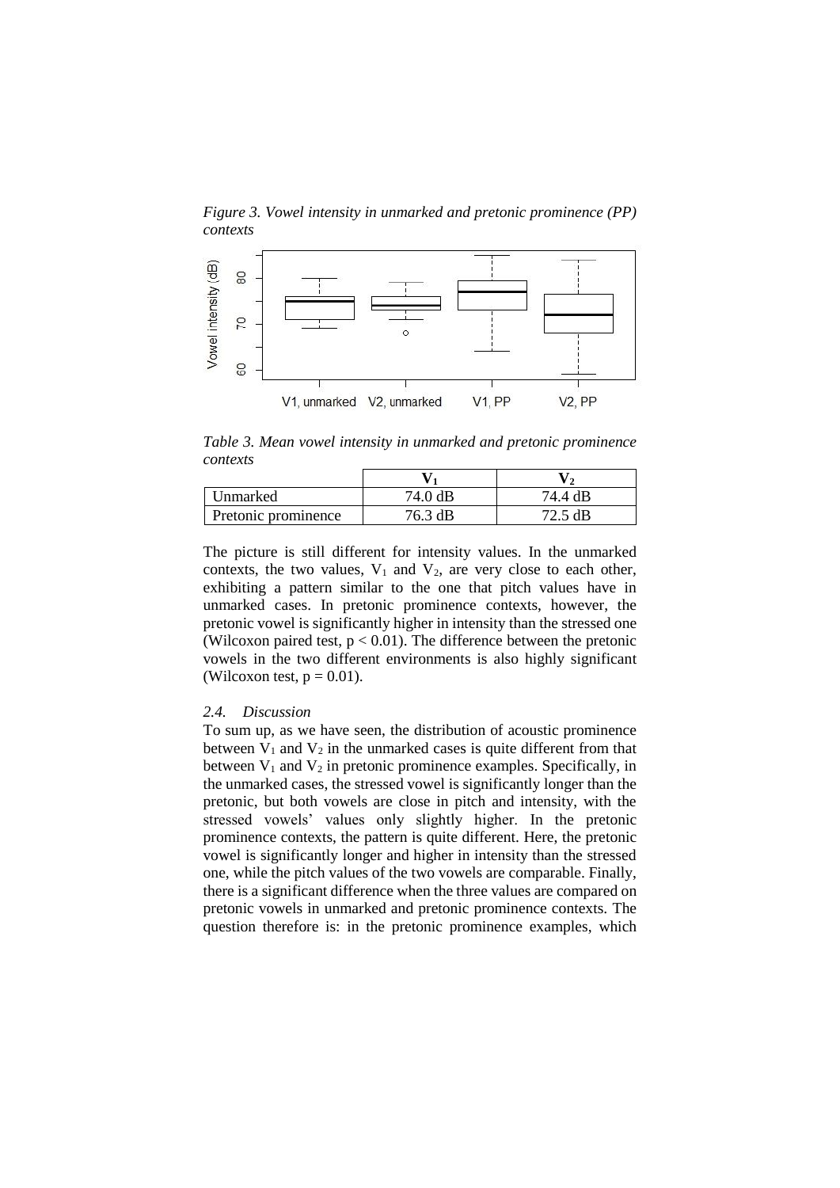*Figure 3. Vowel intensity in unmarked and pretonic prominence (PP) contexts*

*Table 3. Mean vowel intensity in unmarked and pretonic prominence contexts*

| | $V_1$ | $V_2$ |
|---|---|---|
| Unmarked | 74.0 dB | 74.4 dB |
| Pretonic prominence | 76.3 dB | 72.5 dB |

The picture is still different for intensity values. In the unmarked contexts, the two values, $V_1$ and $V_2$, are very close to each other, exhibiting a pattern similar to the one that pitch values have in unmarked cases. In pretonic prominence contexts, however, the pretonic vowel is significantly higher in intensity than the stressed one (Wilcoxon paired test, $p < 0.01$). The difference between the pretonic vowels in the two different environments is also highly significant (Wilcoxon test, $p = 0.01$).

### *2.4. Discussion*

To sum up, as we have seen, the distribution of acoustic prominence between $V_1$ and $V_2$ in the unmarked cases is quite different from that between $V_1$ and $V_2$ in pretonic prominence examples. Specifically, in the unmarked cases, the stressed vowel is significantly longer than the pretonic, but both vowels are close in pitch and intensity, with the stressed vowels' values only slightly higher. In the pretonic prominence contexts, the pattern is quite different. Here, the pretonic vowel is significantly longer and higher in intensity than the stressed one, while the pitch values of the two vowels are comparable. Finally, there is a significant difference when the three values are compared on pretonic vowels in unmarked and pretonic prominence contexts. The question therefore is: in the pretonic prominence examples, which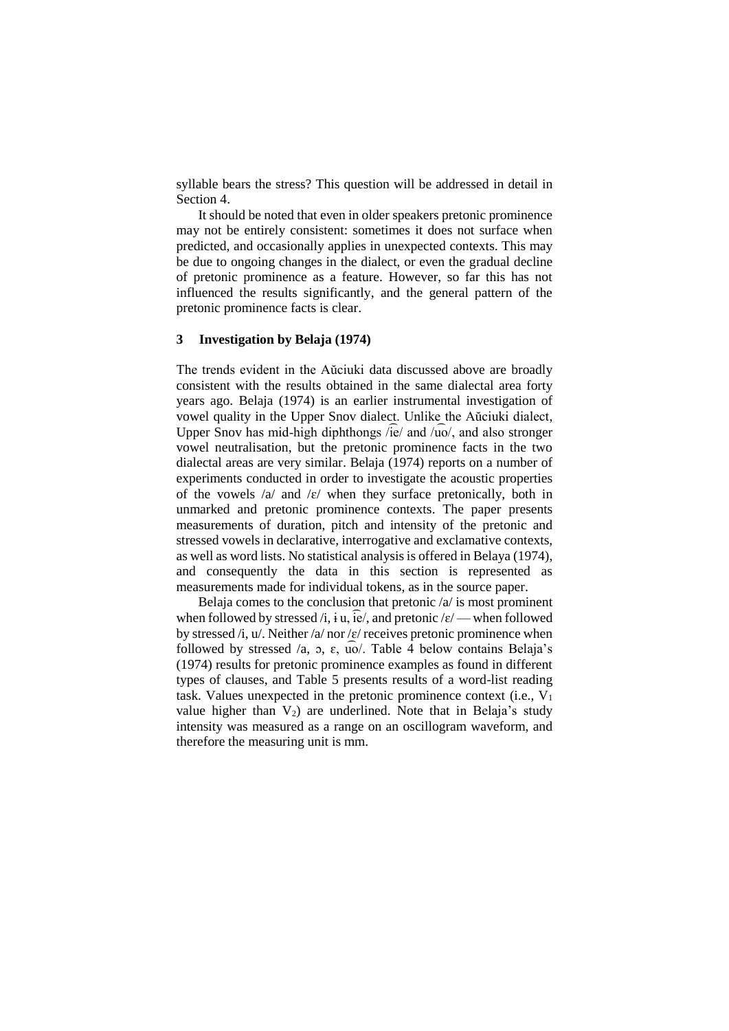syllable bears the stress? This question will be addressed in detail in Section 4.

It should be noted that even in older speakers pretonic prominence may not be entirely consistent: sometimes it does not surface when predicted, and occasionally applies in unexpected contexts. This may be due to ongoing changes in the dialect, or even the gradual decline of pretonic prominence as a feature. However, so far this has not influenced the results significantly, and the general pattern of the pretonic prominence facts is clear.

## 3 Investigation by Belaja (1974)

The trends evident in the Aŭciuki data discussed above are broadly consistent with the results obtained in the same dialectal area forty years ago. Belaja (1974) is an earlier instrumental investigation of vowel quality in the Upper Snov dialect. Unlike the Aŭciuki dialect, Upper Snov has mid-high diphthongs /i͡e/ and /u͡o/, and also stronger vowel neutralisation, but the pretonic prominence facts in the two dialectal areas are very similar. Belaja (1974) reports on a number of experiments conducted in order to investigate the acoustic properties of the vowels /a/ and /ɛ/ when they surface pretonically, both in unmarked and pretonic prominence contexts. The paper presents measurements of duration, pitch and intensity of the pretonic and stressed vowels in declarative, interrogative and exclamative contexts, as well as word lists. No statistical analysis is offered in Belaya (1974), and consequently the data in this section is represented as measurements made for individual tokens, as in the source paper.

Belaja comes to the conclusion that pretonic /a/ is most prominent when followed by stressed /i, ɨ u, i͡e/, and pretonic /ɛ/ — when followed by stressed /i, u/. Neither /a/ nor /ɛ/ receives pretonic prominence when followed by stressed /a, ɔ, ɛ, u͡o/. Table 4 below contains Belaja's (1974) results for pretonic prominence examples as found in different types of clauses, and Table 5 presents results of a word-list reading task. Values unexpected in the pretonic prominence context (i.e., $V_1$ value higher than $V_2$) are underlined. Note that in Belaja's study intensity was measured as a range on an oscillogram waveform, and therefore the measuring unit is mm.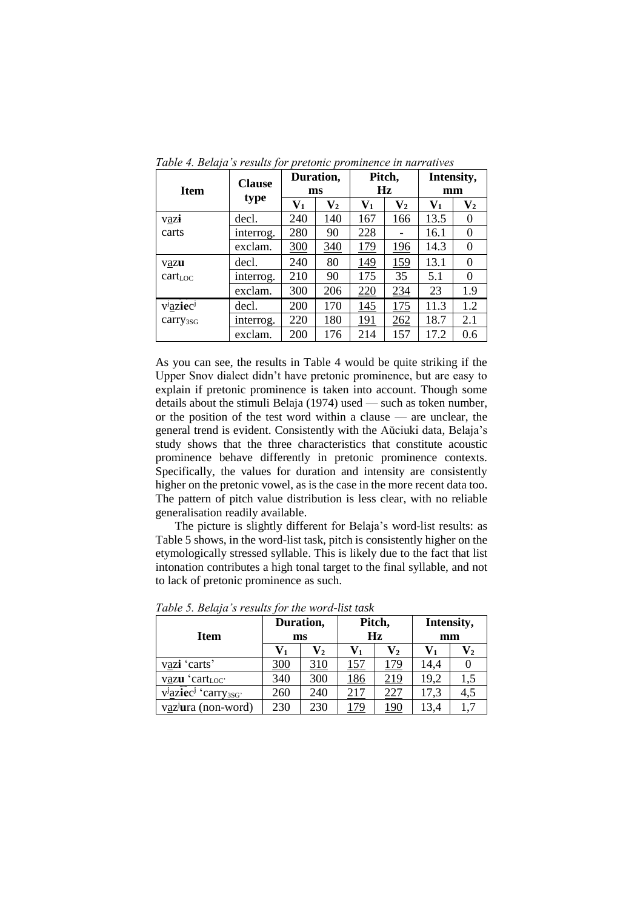*Table 4. Belaja's results for pretonic prominence in narratives*

| Item | Clause type | Duration, ms | | Pitch, Hz | | Intensity, mm | |
|---|---|---|---|---|---|---|---|
| | | $V_1$ | $V_2$ | $V_1$ | $V_2$ | $V_1$ | $V_2$ |
| v<u>a</u>z**ɨ** carts | decl. | 240 | 140 | 167 | 166 | 13.5 | 0 |
| | interrog. | 280 | 90 | 228 | - | 16.1 | 0 |
| | exclam. | <u>300</u> | <u>340</u> | <u>179</u> | <u>196</u> | 14.3 | 0 |
| v<u>a</u>z**u** $cart_{LOC}$ | decl. | 240 | 80 | <u>149</u> | <u>159</u> | 13.1 | 0 |
| | interrog. | 210 | 90 | 175 | 35 | 5.1 | 0 |
| | exclam. | 300 | 206 | <u>220</u> | <u>234</u> | 23 | 1.9 |
| $v^j$<u>a</u>z**ie**$c^j$ $carry_{3SG}$ | decl. | 200 | 170 | <u>145</u> | <u>175</u> | 11.3 | 1.2 |
| | interrog. | 220 | 180 | <u>191</u> | <u>262</u> | 18.7 | 2.1 |
| | exclam. | 200 | 176 | 214 | 157 | 17.2 | 0.6 |

As you can see, the results in Table 4 would be quite striking if the Upper Snov dialect didn't have pretonic prominence, but are easy to explain if pretonic prominence is taken into account. Though some details about the stimuli Belaja (1974) used — such as token number, or the position of the test word within a clause — are unclear, the general trend is evident. Consistently with the Aŭciuki data, Belaja's study shows that the three characteristics that constitute acoustic prominence behave differently in pretonic prominence contexts. Specifically, the values for duration and intensity are consistently higher on the pretonic vowel, as is the case in the more recent data too. The pattern of pitch value distribution is less clear, with no reliable generalisation readily available.

The picture is slightly different for Belaja's word-list results: as Table 5 shows, in the word-list task, pitch is consistently higher on the etymologically stressed syllable. This is likely due to the fact that list intonation contributes a high tonal target to the final syllable, and not to lack of pretonic prominence as such.

*Table 5. Belaja's results for the word-list task*

| Item | Duration, ms | | Pitch, Hz | | Intensity, mm | |
|---|---|---|---|---|---|---|
| | $V_1$ | $V_2$ | $V_1$ | $V_2$ | $V_1$ | $V_2$ |
| v<u>a</u>z**ɨ** 'carts' | <u>300</u> | <u>310</u> | <u>157</u> | <u>179</u> | 14,4 | 0 |
| v<u>a</u>z**u** '$cart_{LOC}$' | 340 | 300 | <u>186</u> | <u>219</u> | 19,2 | 1,5 |
| $v^j$<u>a</u>z**ie**$c^j$ '$carry_{3SG}$' | 260 | 240 | <u>217</u> | <u>227</u> | 17,3 | 4,5 |
| v<u>a</u>$z^j$**u**ra (non-word) | 230 | 230 | <u>179</u> | <u>190</u> | 13,4 | 1,7 |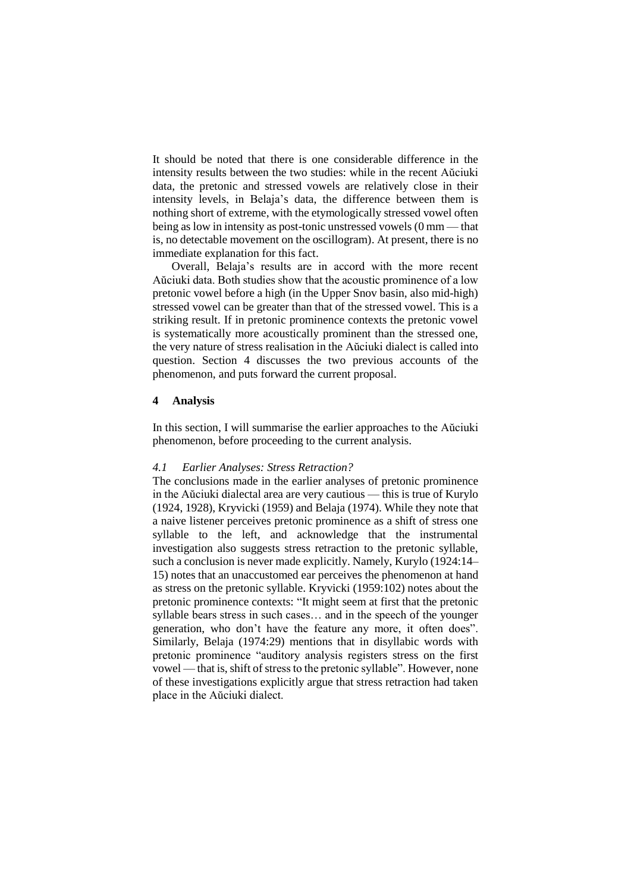It should be noted that there is one considerable difference in the intensity results between the two studies: while in the recent Aŭciuki data, the pretonic and stressed vowels are relatively close in their intensity levels, in Belaja's data, the difference between them is nothing short of extreme, with the etymologically stressed vowel often being as low in intensity as post-tonic unstressed vowels (0 mm — that is, no detectable movement on the oscillogram). At present, there is no immediate explanation for this fact.

Overall, Belaja's results are in accord with the more recent Aŭciuki data. Both studies show that the acoustic prominence of a low pretonic vowel before a high (in the Upper Snov basin, also mid-high) stressed vowel can be greater than that of the stressed vowel. This is a striking result. If in pretonic prominence contexts the pretonic vowel is systematically more acoustically prominent than the stressed one, the very nature of stress realisation in the Aŭciuki dialect is called into question. Section 4 discusses the two previous accounts of the phenomenon, and puts forward the current proposal.

## 4 Analysis

In this section, I will summarise the earlier approaches to the Aŭciuki phenomenon, before proceeding to the current analysis.

### *4.1 Earlier Analyses: Stress Retraction?*

The conclusions made in the earlier analyses of pretonic prominence in the Aŭciuki dialectal area are very cautious — this is true of Kurylo (1924, 1928), Kryvicki (1959) and Belaja (1974). While they note that a naive listener perceives pretonic prominence as a shift of stress one syllable to the left, and acknowledge that the instrumental investigation also suggests stress retraction to the pretonic syllable, such a conclusion is never made explicitly. Namely, Kurylo (1924:14–15) notes that an unaccustomed ear perceives the phenomenon at hand as stress on the pretonic syllable. Kryvicki (1959:102) notes about the pretonic prominence contexts: "It might seem at first that the pretonic syllable bears stress in such cases… and in the speech of the younger generation, who don't have the feature any more, it often does". Similarly, Belaja (1974:29) mentions that in disyllabic words with pretonic prominence "auditory analysis registers stress on the first vowel — that is, shift of stress to the pretonic syllable". However, none of these investigations explicitly argue that stress retraction had taken place in the Aŭciuki dialect.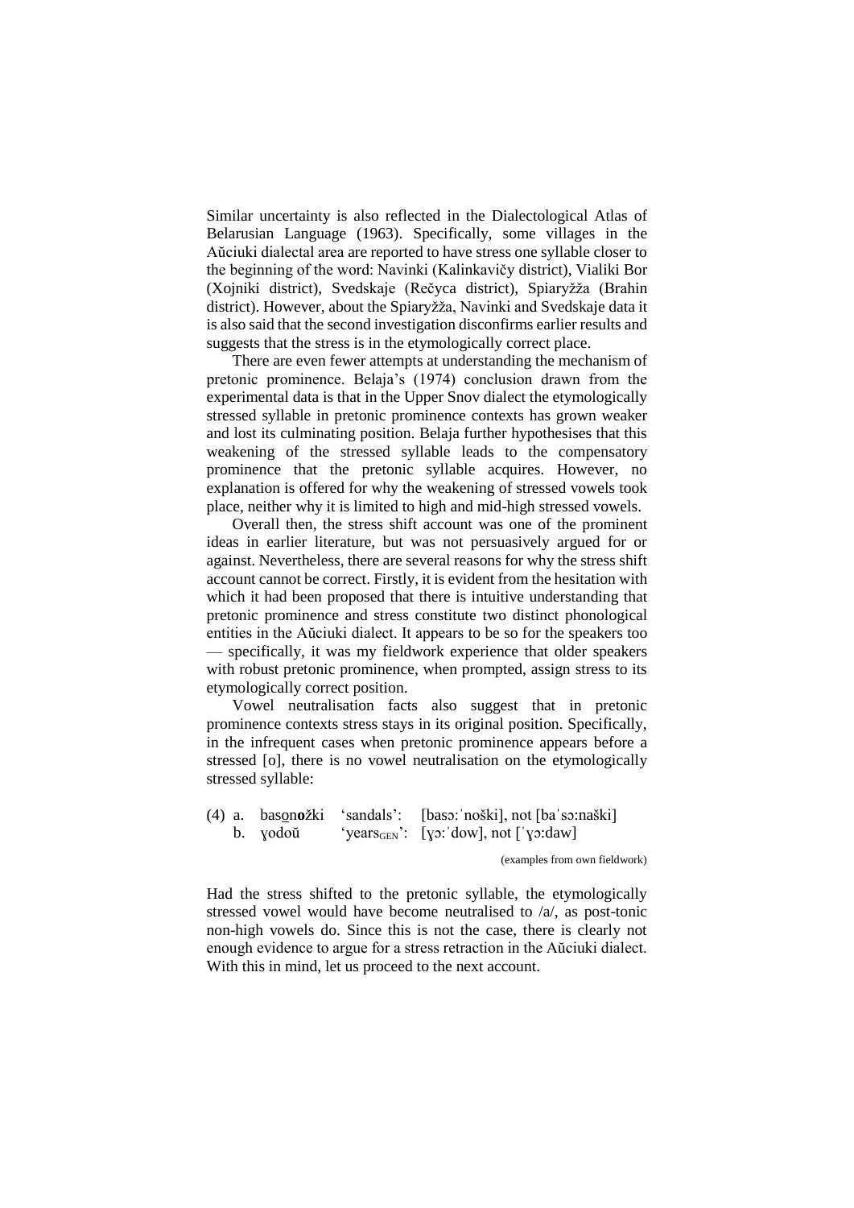Similar uncertainty is also reflected in the Dialectological Atlas of Belarusian Language (1963). Specifically, some villages in the Aŭciuki dialectal area are reported to have stress one syllable closer to the beginning of the word: Navinki (Kalinkavičy district), Vialiki Bor (Xojniki district), Svedskaje (Rečyca district), Spiaryžža (Brahin district). However, about the Spiaryžža, Navinki and Svedskaje data it is also said that the second investigation disconfirms earlier results and suggests that the stress is in the etymologically correct place.

There are even fewer attempts at understanding the mechanism of pretonic prominence. Belaja's (1974) conclusion drawn from the experimental data is that in the Upper Snov dialect the etymologically stressed syllable in pretonic prominence contexts has grown weaker and lost its culminating position. Belaja further hypothesises that this weakening of the stressed syllable leads to the compensatory prominence that the pretonic syllable acquires. However, no explanation is offered for why the weakening of stressed vowels took place, neither why it is limited to high and mid-high stressed vowels.

Overall then, the stress shift account was one of the prominent ideas in earlier literature, but was not persuasively argued for or against. Nevertheless, there are several reasons for why the stress shift account cannot be correct. Firstly, it is evident from the hesitation with which it had been proposed that there is intuitive understanding that pretonic prominence and stress constitute two distinct phonological entities in the Aŭciuki dialect. It appears to be so for the speakers too — specifically, it was my fieldwork experience that older speakers with robust pretonic prominence, when prompted, assign stress to its etymologically correct position.

Vowel neutralisation facts also suggest that in pretonic prominence contexts stress stays in its original position. Specifically, in the infrequent cases when pretonic prominence appears before a stressed [o], there is no vowel neutralisation on the etymologically stressed syllable:

(4) a. bas<u>o</u>n**o**žki 'sandals': [basɔːˈnoški], not [baˈsɔːnaški]
    b. ɣodoŭ 'years$_{GEN}$': [ɣɔːˈdow], not [ˈɣɔːdaw]

(examples from own fieldwork)

Had the stress shifted to the pretonic syllable, the etymologically stressed vowel would have become neutralised to /a/, as post-tonic non-high vowels do. Since this is not the case, there is clearly not enough evidence to argue for a stress retraction in the Aŭciuki dialect. With this in mind, let us proceed to the next account.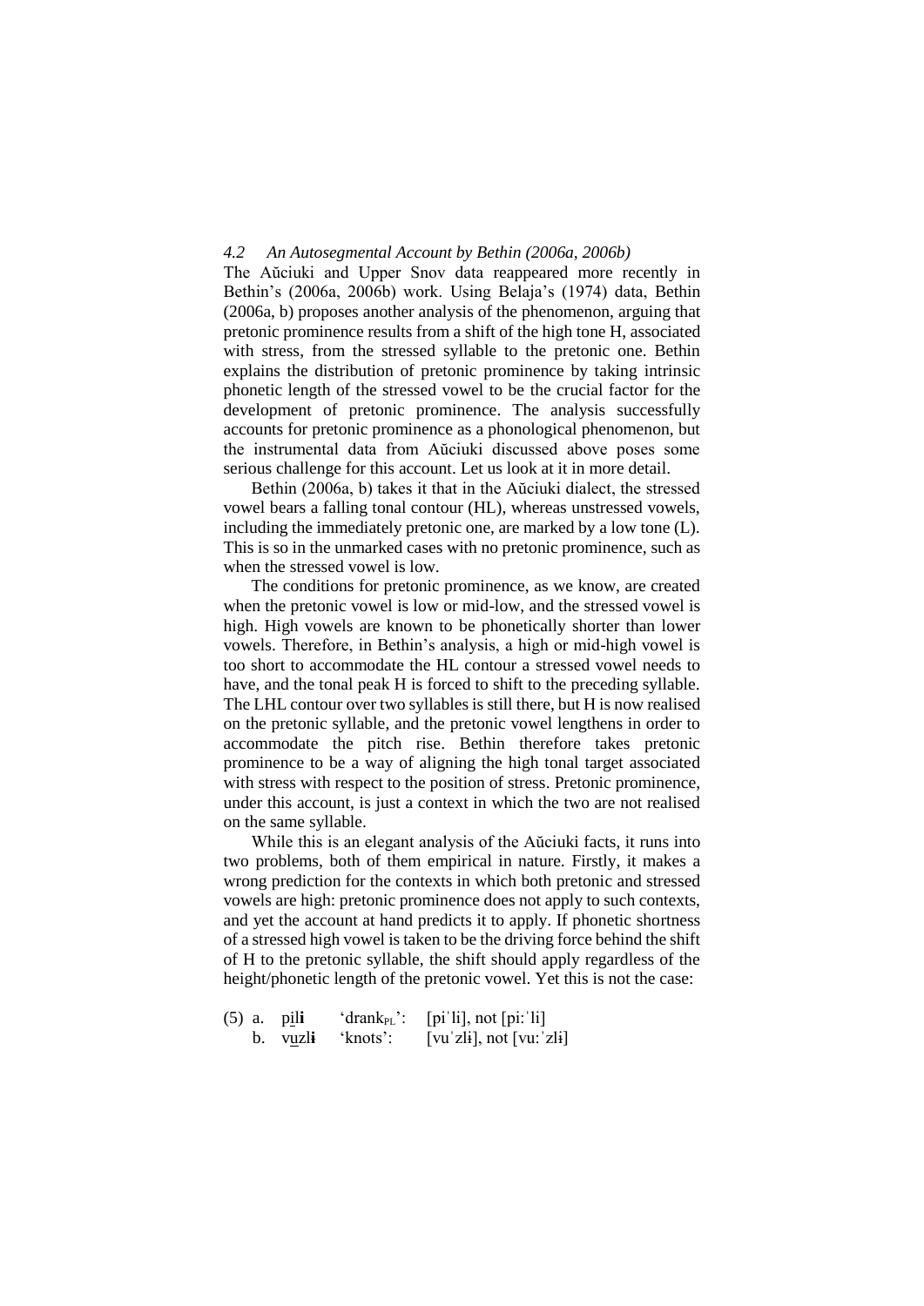### *4.2 An Autosegmental Account by Bethin (2006a, 2006b)*

The Aŭciuki and Upper Snov data reappeared more recently in Bethin's (2006a, 2006b) work. Using Belaja's (1974) data, Bethin (2006a, b) proposes another analysis of the phenomenon, arguing that pretonic prominence results from a shift of the high tone H, associated with stress, from the stressed syllable to the pretonic one. Bethin explains the distribution of pretonic prominence by taking intrinsic phonetic length of the stressed vowel to be the crucial factor for the development of pretonic prominence. The analysis successfully accounts for pretonic prominence as a phonological phenomenon, but the instrumental data from Aŭciuki discussed above poses some serious challenge for this account. Let us look at it in more detail.

Bethin (2006a, b) takes it that in the Aŭciuki dialect, the stressed vowel bears a falling tonal contour (HL), whereas unstressed vowels, including the immediately pretonic one, are marked by a low tone (L). This is so in the unmarked cases with no pretonic prominence, such as when the stressed vowel is low.

The conditions for pretonic prominence, as we know, are created when the pretonic vowel is low or mid-low, and the stressed vowel is high. High vowels are known to be phonetically shorter than lower vowels. Therefore, in Bethin's analysis, a high or mid-high vowel is too short to accommodate the HL contour a stressed vowel needs to have, and the tonal peak H is forced to shift to the preceding syllable. The LHL contour over two syllables is still there, but H is now realised on the pretonic syllable, and the pretonic vowel lengthens in order to accommodate the pitch rise. Bethin therefore takes pretonic prominence to be a way of aligning the high tonal target associated with stress with respect to the position of stress. Pretonic prominence, under this account, is just a context in which the two are not realised on the same syllable.

While this is an elegant analysis of the Aŭciuki facts, it runs into two problems, both of them empirical in nature. Firstly, it makes a wrong prediction for the contexts in which both pretonic and stressed vowels are high: pretonic prominence does not apply to such contexts, and yet the account at hand predicts it to apply. If phonetic shortness of a stressed high vowel is taken to be the driving force behind the shift of H to the pretonic syllable, the shift should apply regardless of the height/phonetic length of the pretonic vowel. Yet this is not the case:

(5) a. p<u>i</u>l**i** 'drank$_{PL}$': [piˈli], not [piːˈli]
  b. v<u>u</u>zl**ɨ** 'knots': [vuˈzlɨ], not [vuːˈzlɨ]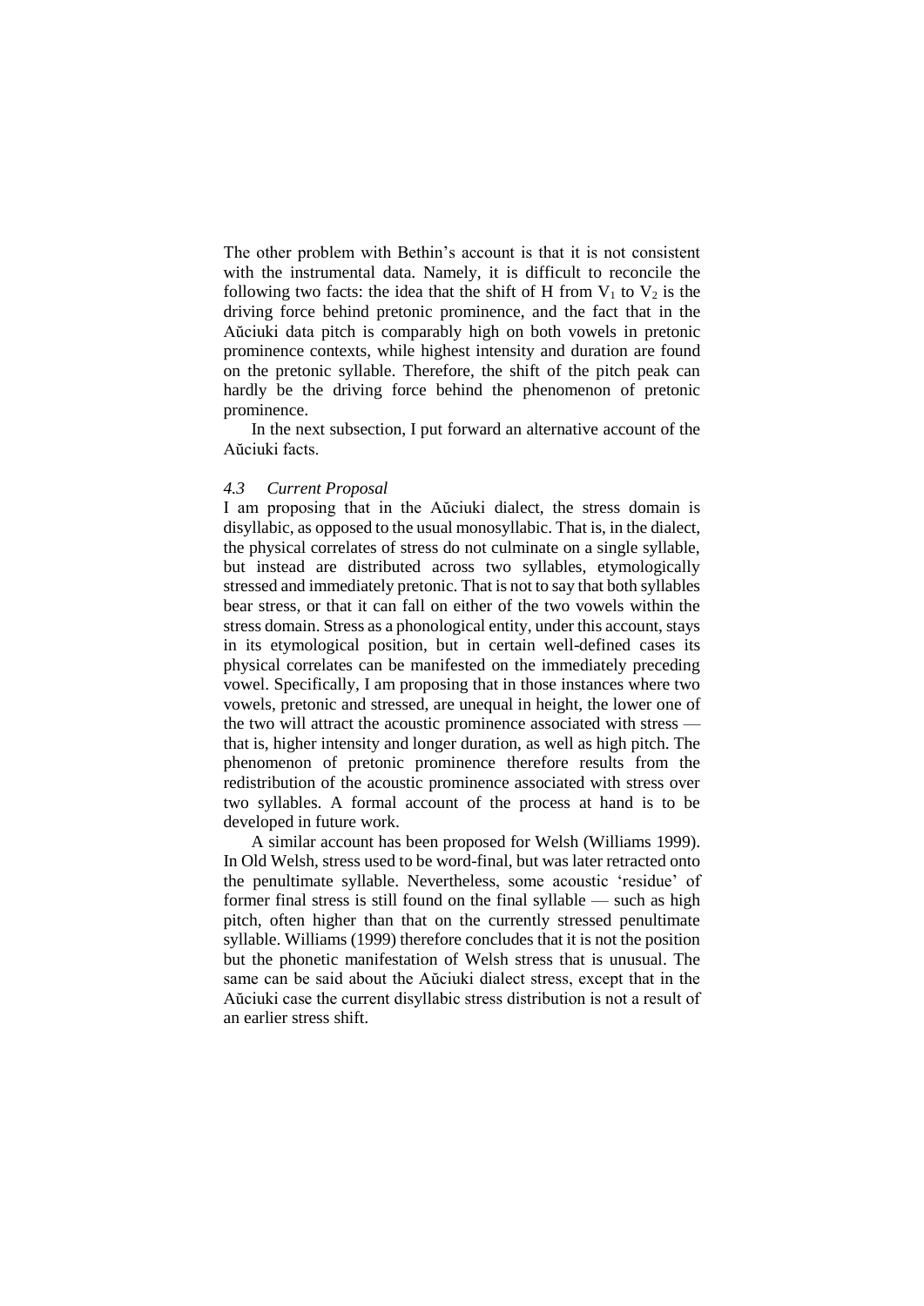The other problem with Bethin's account is that it is not consistent with the instrumental data. Namely, it is difficult to reconcile the following two facts: the idea that the shift of H from $V_1$ to $V_2$ is the driving force behind pretonic prominence, and the fact that in the Aŭciuki data pitch is comparably high on both vowels in pretonic prominence contexts, while highest intensity and duration are found on the pretonic syllable. Therefore, the shift of the pitch peak can hardly be the driving force behind the phenomenon of pretonic prominence.

In the next subsection, I put forward an alternative account of the Aŭciuki facts.

### *4.3 Current Proposal*

I am proposing that in the Aŭciuki dialect, the stress domain is disyllabic, as opposed to the usual monosyllabic. That is, in the dialect, the physical correlates of stress do not culminate on a single syllable, but instead are distributed across two syllables, etymologically stressed and immediately pretonic. That is not to say that both syllables bear stress, or that it can fall on either of the two vowels within the stress domain. Stress as a phonological entity, under this account, stays in its etymological position, but in certain well-defined cases its physical correlates can be manifested on the immediately preceding vowel. Specifically, I am proposing that in those instances where two vowels, pretonic and stressed, are unequal in height, the lower one of the two will attract the acoustic prominence associated with stress — that is, higher intensity and longer duration, as well as high pitch. The phenomenon of pretonic prominence therefore results from the redistribution of the acoustic prominence associated with stress over two syllables. A formal account of the process at hand is to be developed in future work.

A similar account has been proposed for Welsh (Williams 1999). In Old Welsh, stress used to be word-final, but was later retracted onto the penultimate syllable. Nevertheless, some acoustic 'residue' of former final stress is still found on the final syllable — such as high pitch, often higher than that on the currently stressed penultimate syllable. Williams (1999) therefore concludes that it is not the position but the phonetic manifestation of Welsh stress that is unusual. The same can be said about the Aŭciuki dialect stress, except that in the Aŭciuki case the current disyllabic stress distribution is not a result of an earlier stress shift.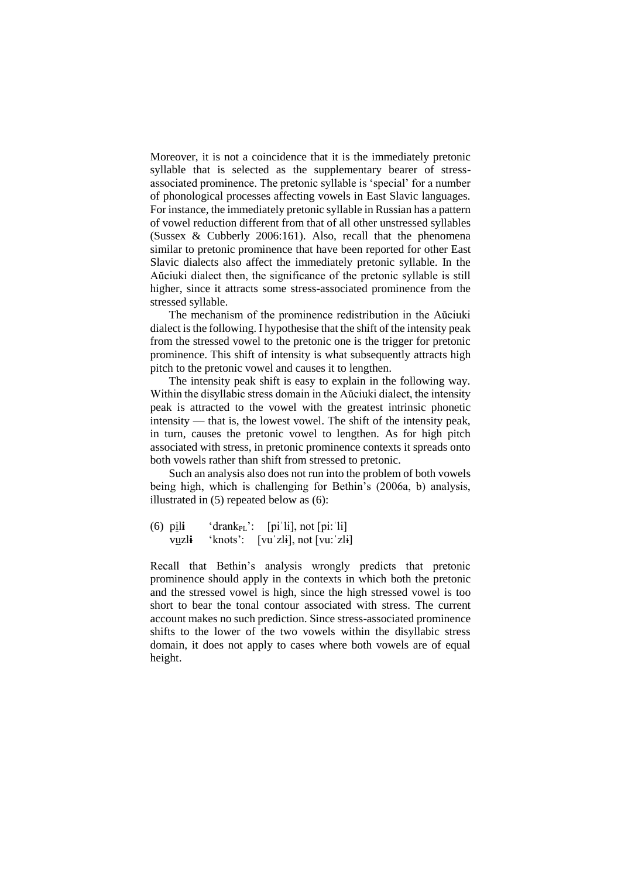Moreover, it is not a coincidence that it is the immediately pretonic syllable that is selected as the supplementary bearer of stress-associated prominence. The pretonic syllable is 'special' for a number of phonological processes affecting vowels in East Slavic languages. For instance, the immediately pretonic syllable in Russian has a pattern of vowel reduction different from that of all other unstressed syllables (Sussex & Cubberly 2006:161). Also, recall that the phenomena similar to pretonic prominence that have been reported for other East Slavic dialects also affect the immediately pretonic syllable. In the Aŭciuki dialect then, the significance of the pretonic syllable is still higher, since it attracts some stress-associated prominence from the stressed syllable.

The mechanism of the prominence redistribution in the Aŭciuki dialect is the following. I hypothesise that the shift of the intensity peak from the stressed vowel to the pretonic one is the trigger for pretonic prominence. This shift of intensity is what subsequently attracts high pitch to the pretonic vowel and causes it to lengthen.

The intensity peak shift is easy to explain in the following way. Within the disyllabic stress domain in the Aŭciuki dialect, the intensity peak is attracted to the vowel with the greatest intrinsic phonetic intensity — that is, the lowest vowel. The shift of the intensity peak, in turn, causes the pretonic vowel to lengthen. As for high pitch associated with stress, in pretonic prominence contexts it spreads onto both vowels rather than shift from stressed to pretonic.

Such an analysis also does not run into the problem of both vowels being high, which is challenging for Bethin's (2006a, b) analysis, illustrated in (5) repeated below as (6):

(6) p<u>i</u>l**i** 'drank$_{PL}$': [piˈli], not [piːˈli]
    v<u>u</u>zl**ɨ** 'knots': [vuˈzlɨ], not [vuːˈzlɨ]

Recall that Bethin's analysis wrongly predicts that pretonic prominence should apply in the contexts in which both the pretonic and the stressed vowel is high, since the high stressed vowel is too short to bear the tonal contour associated with stress. The current account makes no such prediction. Since stress-associated prominence shifts to the lower of the two vowels within the disyllabic stress domain, it does not apply to cases where both vowels are of equal height.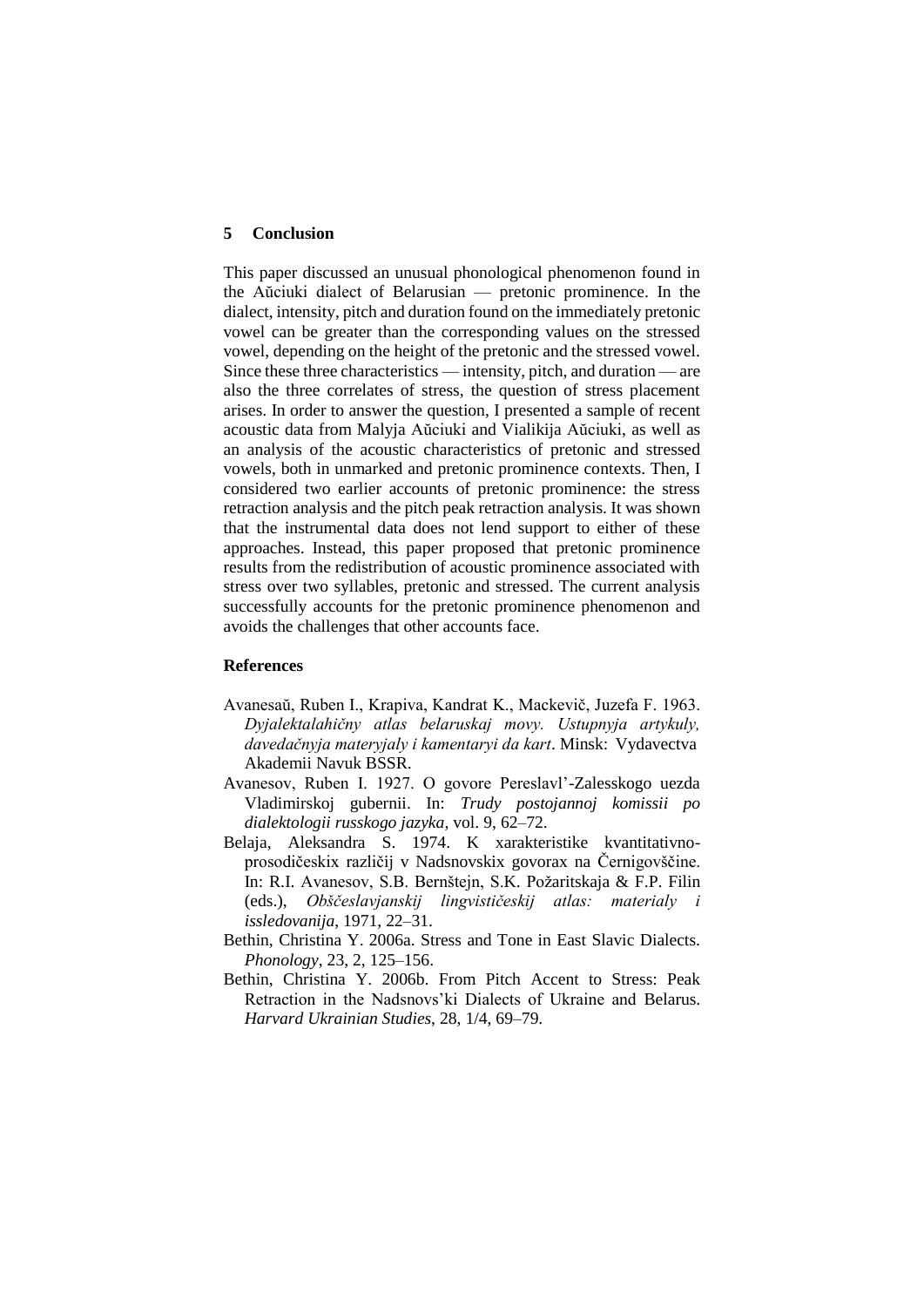## 5 Conclusion

This paper discussed an unusual phonological phenomenon found in the Aŭciuki dialect of Belarusian — pretonic prominence. In the dialect, intensity, pitch and duration found on the immediately pretonic vowel can be greater than the corresponding values on the stressed vowel, depending on the height of the pretonic and the stressed vowel. Since these three characteristics — intensity, pitch, and duration — are also the three correlates of stress, the question of stress placement arises. In order to answer the question, I presented a sample of recent acoustic data from Malyja Aŭciuki and Vialikija Aŭciuki, as well as an analysis of the acoustic characteristics of pretonic and stressed vowels, both in unmarked and pretonic prominence contexts. Then, I considered two earlier accounts of pretonic prominence: the stress retraction analysis and the pitch peak retraction analysis. It was shown that the instrumental data does not lend support to either of these approaches. Instead, this paper proposed that pretonic prominence results from the redistribution of acoustic prominence associated with stress over two syllables, pretonic and stressed. The current analysis successfully accounts for the pretonic prominence phenomenon and avoids the challenges that other accounts face.

### References

Avanesaŭ, Ruben I., Krapiva, Kandrat K., Mackevič, Juzefa F. 1963. *Dyjalektalahičny atlas belaruskaj movy. Ustupnyja artykuly, davedačnyja materyjaly i kamentaryi da kart*. Minsk: Vydavectva Akademii Navuk BSSR.

Avanesov, Ruben I. 1927. O govore Pereslavl'-Zalesskogo uezda Vladimirskoj gubernii. In: *Trudy postojannoj komissii po dialektologii russkogo jazyka*, vol. 9, 62–72.

Belaja, Aleksandra S. 1974. K xarakteristike kvantitativno-prosodičeskix različij v Nadsnovskix govorax na Černigovščine. In: R.I. Avanesov, S.B. Bernštejn, S.K. Požaritskaja & F.P. Filin (eds.), *Obščeslavjanskij lingvističeskij atlas: materialy i issledovanija*, 1971, 22–31.

Bethin, Christina Y. 2006a. Stress and Tone in East Slavic Dialects. *Phonology*, 23, 2, 125–156.

Bethin, Christina Y. 2006b. From Pitch Accent to Stress: Peak Retraction in the Nadsnovs'ki Dialects of Ukraine and Belarus. *Harvard Ukrainian Studies*, 28, 1/4, 69–79.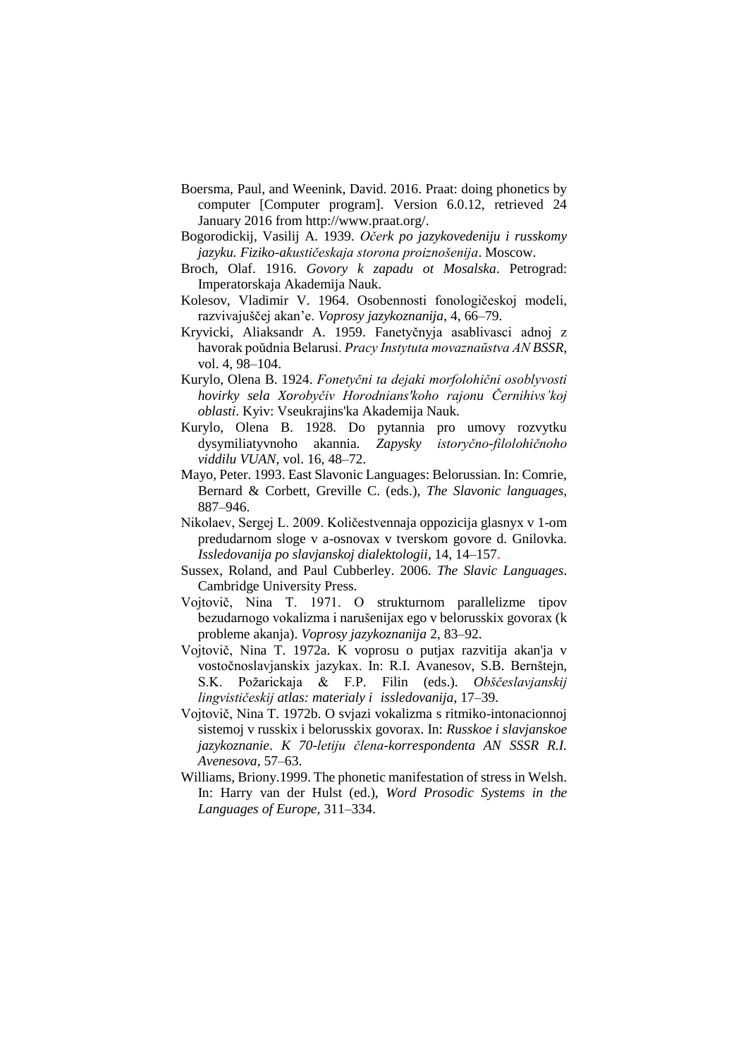Boersma, Paul, and Weenink, David. 2016. Praat: doing phonetics by computer [Computer program]. Version 6.0.12, retrieved 24 January 2016 from http://www.praat.org/.

Bogorodickij, Vasilij A. 1939. *Očerk po jazykovedeniju i russkomy jazyku. Fiziko-akustičeskaja storona proiznošenija*. Moscow.

Broch, Olaf. 1916. *Govory k zapadu ot Mosalska*. Petrograd: Imperatorskaja Akademija Nauk.

Kolesov, Vladimir V. 1964. Osobennosti fonologičeskoj modeli, razvivajuščej akan'e. *Voprosy jazykoznanija*, 4, 66–79.

Kryvicki, Aliaksandr A. 1959. Fanetyčnyja asablivasci adnoj z havorak poŭdnia Belarusi. *Pracy Instytuta movaznaŭstva AN BSSR*, vol. 4, 98–104.

Kurylo, Olena B. 1924. *Fonetyčni ta dejaki morfolohični osoblyvosti hovirky sela Xorobyčiv Horodnians'koho rajonu Černihivs'koj oblasti*. Kyiv: Vseukrajins'ka Akademija Nauk.

Kurylo, Olena B. 1928. Do pytannia pro umovy rozvytku dysymiliatyvnoho akannia. *Zapysky istoryčno-filolohičnoho viddilu VUAN*, vol. 16, 48–72.

Mayo, Peter. 1993. East Slavonic Languages: Belorussian. In: Comrie, Bernard & Corbett, Greville C. (eds.), *The Slavonic languages*, 887–946.

Nikolaev, Sergej L. 2009. Količestvennaja oppozicija glasnyx v 1-om predudarnom sloge v a-osnovax v tverskom govore d. Gnilovka. *Issledovanija po slavjanskoj dialektologii*, 14, 14–157.

Sussex, Roland, and Paul Cubberley. 2006. *The Slavic Languages*. Cambridge University Press.

Vojtovič, Nina T. 1971. O strukturnom parallelizme tipov bezudarnogo vokalizma i narušenijax ego v belorusskix govorax (k probleme akanja). *Voprosy jazykoznanija* 2, 83–92.

Vojtovič, Nina T. 1972a. K voprosu o putjax razvitija akan'ja v vostočnoslavjanskix jazykax. In: R.I. Avanesov, S.B. Bernštejn, S.K. Požarickaja & F.P. Filin (eds.). *Obščeslavjanskij lingvističeskij atlas: materialy i issledovanija*, 17–39.

Vojtovič, Nina T. 1972b. O svjazi vokalizma s ritmiko-intonacionnoj sistemoj v russkix i belorusskix govorax. In: *Russkoe i slavjanskoe jazykoznanie. K 70-letiju člena-korrespondenta AN SSSR R.I. Avenesova*, 57–63.

Williams, Briony.1999. The phonetic manifestation of stress in Welsh. In: Harry van der Hulst (ed.), *Word Prosodic Systems in the Languages of Europe*, 311–334.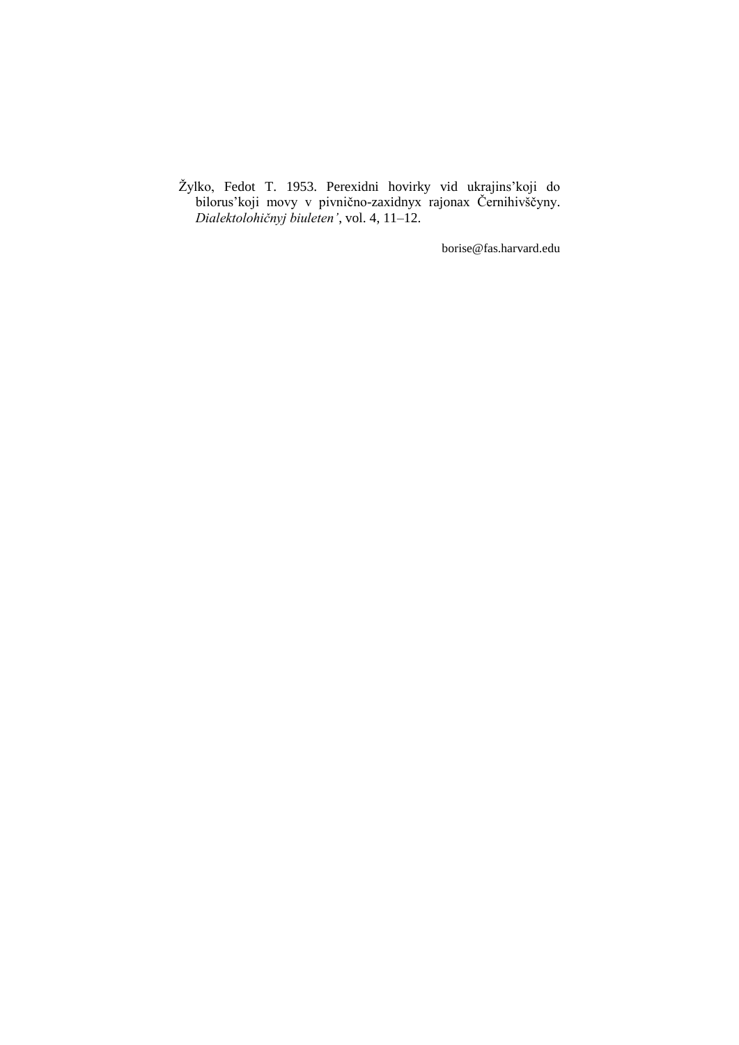Žylko, Fedot T. 1953. Perexidni hovirky vid ukrajins'koji do bilorus'koji movy v pivnično-zaxidnyx rajonax Černihivščyny. *Dialektolohičnyj biuleten'*, vol. 4, 11–12.

borise@fas.harvard.edu